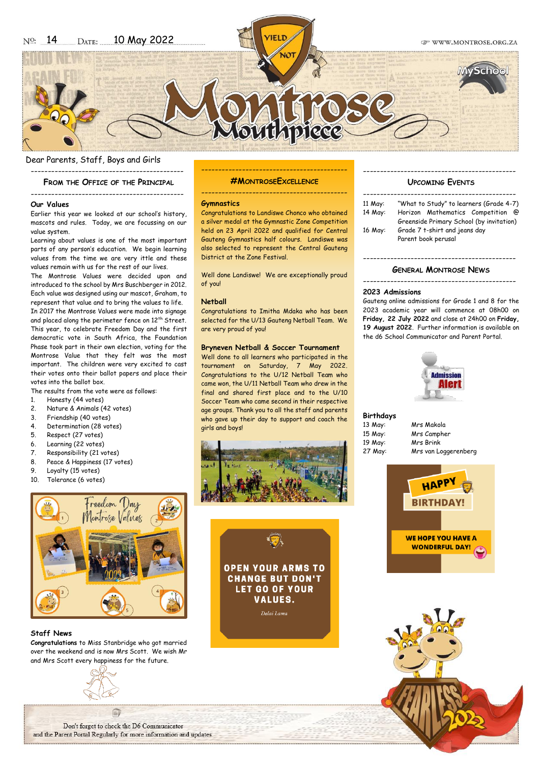Nº: 14 Date: 10 May 2022

WWW.MONTROSE.ORG.ZA

# Montrose Mouthpiece

Dear Parents, Staff, Boys and Girls

## From the Office of the Principal

### Our Values

Earlier this year we looked at our school's history, mascots and rules. Today, we are focussing on our value system.

Learning about values is one of the most important parts of any person's education. We begin learning values from the time we are very ittle and these values remain with us for the rest of our lives.

The Montrose Values were decided upon and introduced to the school by Mrs Buschberger in 2012. Each value was designed using our mascot, Graham, to represent that value and to bring the values to life.

In 2017 the Montrose Values were made into signage and placed along the perimeter fence on 12th Street.

This year, to celebrate Freedom Day and the first democratic vote in South Africa, the Foundation Phase took part in their own election, voting for the Montrose Value that they felt was the most important. The children were very excited to cast their votes onto their ballot papers and place their votes into the ballot box.

The results from the vote were as follows:

1. Honesty (44 votes)
2. Nature & Animals (42 votes)
3. Friendship (40 votes)
4. Determination (28 votes)
5. Respect (27 votes)
6. Learning (22 votes)
7. Responsibility (21 votes)
8. Peace & Happiness (17 votes)
9. Loyalty (15 votes)
10. Tolerance (6 votes)

### Staff News

**Congratulations** to Miss Stanbridge who got married over the weekend and is now Mrs Scott. We wish Mr and Mrs Scott every happiness for the future.

## #MontroseExcellence

### Gymnastics

Congratulations to Landiswe Chonco who obtained a silver medal at the Gymnastic Zone Competition held on 23 April 2022 and qualified for Central Gauteng Gymnastics half colours. Landiswe was also selected to represent the Central Gauteng District at the Zone Festival.

Well done Landiswe! We are exceptionally proud of you!

### Netball

Congratulations to Imitha Mdaka who has been selected for the U/13 Gauteng Netball Team. We are very proud of you!

### Bryneven Netball & Soccer Tournament

Well done to all learners who participated in the tournament on Saturday, 7 May 2022. Congratulations to the U/12 Netball Team who came won, the U/11 Netball Team who drew in the final and shared first place and to the U/10 Soccer Team who came second in their respective age groups. Thank you to all the staff and parents who gave up their day to support and coach the girls and boys!

OPEN YOUR ARMS TO CHANGE BUT DON'T LET GO OF YOUR VALUES.

*Dalai Lama*

## Upcoming Events

| | |
|---|---|
| 11 May: | "What to Study" to learners (Grade 4-7) |
| 14 May: | Horizon Mathematics Competition @ Greenside Primary School (by invitation) |
| 16 May: | Grade 7 t-shirt and jeans day |
| | Parent book perusal |

## General Montrose News

### 2023 Admissions

Gauteng online admissions for Grade 1 and 8 for the 2023 academic year will commence at 08h00 on **Friday, 22 July 2022** and close at 24h00 on **Friday, 19 August 2022**. Further information is available on the d6 School Communicator and Parent Portal.

### Birthdays

| | |
|---|---|
| 13 May: | Mrs Makola |
| 15 May: | Mrs Campher |
| 19 May: | Mrs Brink |
| 27 May: | Mrs van Loggerenberg |

HAPPY BIRTHDAY! WE HOPE YOU HAVE A WONDERFUL DAY!

Don't forget to check the D6 Communicator and the Parent Portal Regularly for more information and updates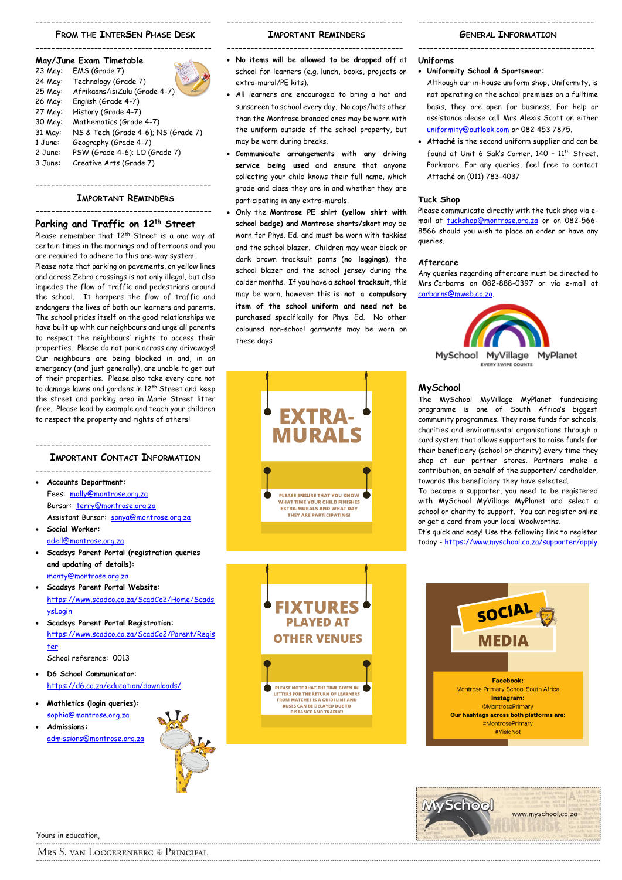## From the InterSen Phase Desk

### May/June Exam Timetable

| | |
|---|---|
| 23 May: | EMS (Grade 7) |
| 24 May: | Technology (Grade 7) |
| 25 May: | Afrikaans/isiZulu (Grade 4-7) |
| 26 May: | English (Grade 4-7) |
| 27 May: | History (Grade 4-7) |
| 30 May: | Mathematics (Grade 4-7) |
| 31 May: | NS & Tech (Grade 4-6); NS (Grade 7) |
| 1 June: | Geography (Grade 4-7) |
| 2 June: | PSW (Grade 4-6); LO (Grade 7) |
| 3 June: | Creative Arts (Grade 7) |

## Important Reminders

### Parking and Traffic on 12th Street

Please remember that 12th Street is a one way at certain times in the mornings and afternoons and you are required to adhere to this one-way system.

Please note that parking on pavements, on yellow lines and across Zebra crossings is not only illegal, but also impedes the flow of traffic and pedestrians around the school. It hampers the flow of traffic and endangers the lives of both our learners and parents. The school prides itself on the good relationships we have built up with our neighbours and urge all parents to respect the neighbours' rights to access their properties. Please do not park across any driveways! Our neighbours are being blocked in and, in an emergency (and just generally), are unable to get out of their properties. Please also take every care not to damage lawns and gardens in 12th Street and keep the street and parking area in Marie Street litter free. Please lead by example and teach your children to respect the property and rights of others!

## Important Contact Information

- **Accounts Department:**
  Fees: molly@montrose.org.za
  Bursar: terry@montrose.org.za
  Assistant Bursar: sonya@montrose.org.za
- **Social Worker:**
  adell@montrose.org.za
- **Scadsys Parent Portal (registration queries and updating of details):**
  monty@montrose.org.za
- **Scadsys Parent Portal Website:**
  https://www.scadco.co.za/ScadCo2/Home/ScadsysLogin
- **Scadsys Parent Portal Registration:**
  https://www.scadco.co.za/ScadCo2/Parent/Register
  School reference: 0013
- **D6 School Communicator:**
  https://d6.co.za/education/downloads/
- **Mathletics (login queries):**
  sophia@montrose.org.za
- **Admissions:**
  admissions@montrose.org.za

## Important Reminders

- **No items will be allowed to be dropped off** at school for learners (e.g. lunch, books, projects or extra-mural/PE kits).
- All learners are encouraged to bring a hat and sunscreen to school every day. No caps/hats other than the Montrose branded ones may be worn with the uniform outside of the school property, but may be worn during breaks.
- **Communicate arrangements with any driving service being used** and ensure that anyone collecting your child knows their full name, which grade and class they are in and whether they are participating in any extra-murals.
- Only the **Montrose PE shirt (yellow shirt with school badge) and Montrose shorts/skort** may be worn for Phys. Ed. and must be worn with takkies and the school blazer. Children may wear black or dark brown tracksuit pants (**no leggings**), the school blazer and the school jersey during the colder months. If you have a **school tracksuit**, this may be worn, however this **is not a compulsory item of the school uniform and need not be purchased** specifically for Phys. Ed. No other coloured non-school garments may be worn on these days

EXTRA-MURALS

PLEASE ENSURE THAT YOU KNOW WHAT TIME YOUR CHILD FINISHES EXTRA-MURALS AND WHAT DAY THEY ARE PARTICIPATING!

FIXTURES PLAYED AT OTHER VENUES

PLEASE NOTE THAT THE TIME GIVEN IN LETTERS FOR THE RETURN OF LEARNERS FROM MATCHES IS A GUIDELINE AND BUSES CAN BE DELAYED DUE TO DISTANCE AND TRAFFIC!

## General Information

### Uniforms

- **Uniformity School & Sportswear:**
  Although our in-house uniform shop, Uniformity, is not operating on the school premises on a fulltime basis, they are open for business. For help or assistance please call Mrs Alexis Scott on either uniformity@outlook.com or 082 453 7875.
- **Attaché** is the second uniform supplier and can be found at Unit 6 Sak's Corner, 140 – 11th Street, Parkmore. For any queries, feel free to contact Attaché on (011) 783-4037

### Tuck Shop

Please communicate directly with the tuck shop via e-mail at tuckshop@montrose.org.za or on 082-566-8566 should you wish to place an order or have any queries.

### Aftercare

Any queries regarding aftercare must be directed to Mrs Carbarns on 082-888-0397 or via e-mail at carbarns@mweb.co.za.

MySchool MyVillage MyPlanet
EVERY SWIPE COUNTS

### MySchool

The MySchool MyVillage MyPlanet fundraising programme is one of South Africa's biggest community programmes. They raise funds for schools, charities and environmental organisations through a card system that allows supporters to raise funds for their beneficiary (school or charity) every time they shop at our partner stores. Partners make a contribution, on behalf of the supporter/ cardholder, towards the beneficiary they have selected.

To become a supporter, you need to be registered with MySchool MyVillage MyPlanet and select a school or charity to support. You can register online or get a card from your local Woolworths.

It's quick and easy! Use the following link to register today - https://www.myschool.co.za/supporter/apply

SOCIAL MEDIA

**Facebook:**
Montrose Primary School South Africa
**Instagram:**
@MontrosePrimary
**Our hashtags across both platforms are:**
#MontrosePrimary
#YieldNot

MySchool
www.myschool.co.za

Yours in education,

Mrs S. van Loggerenberg ❁ Principal